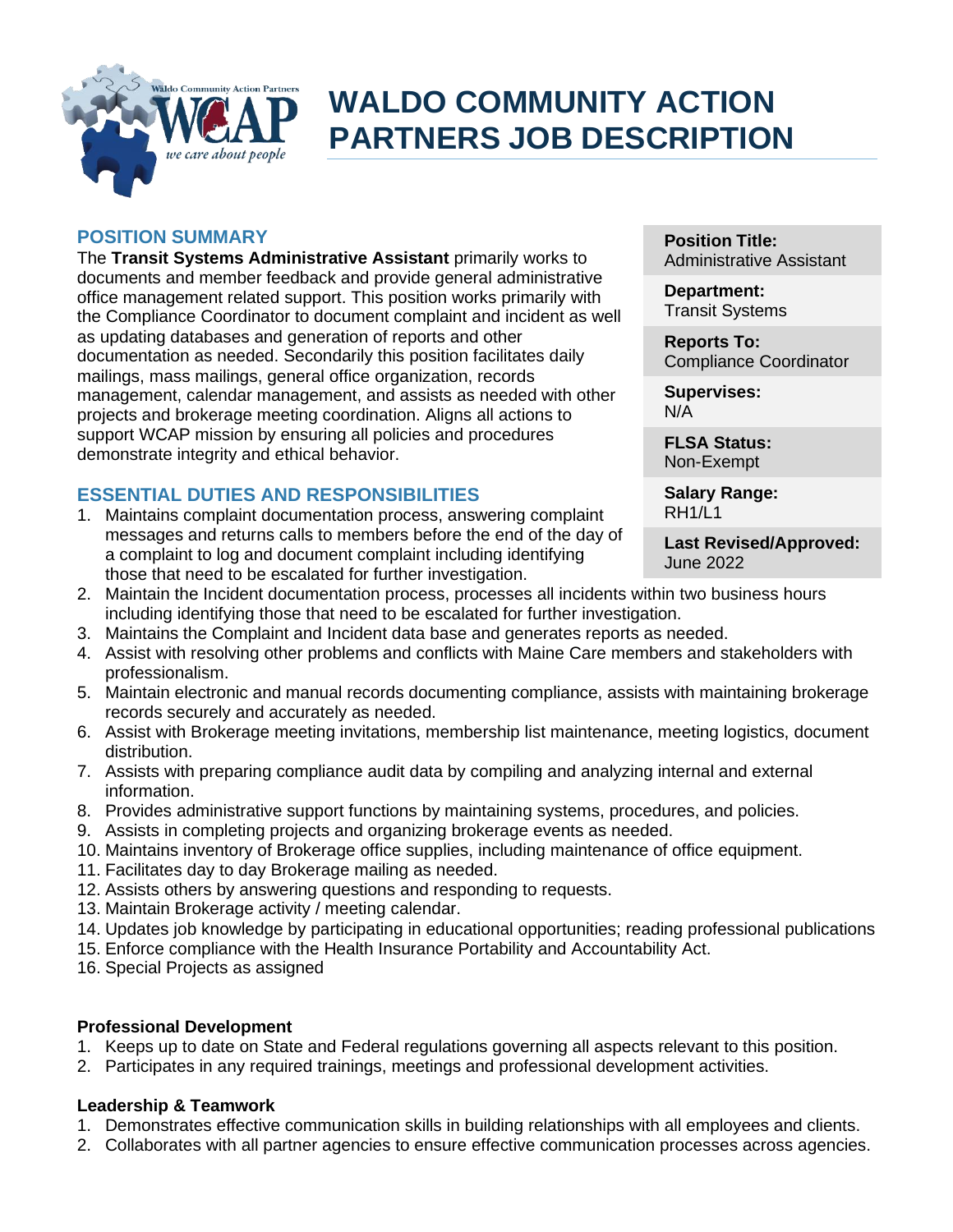# WALDO COMMUNITY ACTION PARTNERS JOB DESCRIPTION

| | |
|---|---|
| **Position Title:** | Administrative Assistant |
| **Department:** | Transit Systems |
| **Reports To:** | Compliance Coordinator |
| **Supervises:** | N/A |
| **FLSA Status:** | Non-Exempt |
| **Salary Range:** | RH1/L1 |
| **Last Revised/Approved:** | June 2022 |

## POSITION SUMMARY

The **Transit Systems Administrative Assistant** primarily works to documents and member feedback and provide general administrative office management related support. This position works primarily with the Compliance Coordinator to document complaint and incident as well as updating databases and generation of reports and other documentation as needed. Secondarily this position facilitates daily mailings, mass mailings, general office organization, records management, calendar management, and assists as needed with other projects and brokerage meeting coordination. Aligns all actions to support WCAP mission by ensuring all policies and procedures demonstrate integrity and ethical behavior.

## ESSENTIAL DUTIES AND RESPONSIBILITIES

1. Maintains complaint documentation process, answering complaint messages and returns calls to members before the end of the day of a complaint to log and document complaint including identifying those that need to be escalated for further investigation.
2. Maintain the Incident documentation process, processes all incidents within two business hours including identifying those that need to be escalated for further investigation.
3. Maintains the Complaint and Incident data base and generates reports as needed.
4. Assist with resolving other problems and conflicts with Maine Care members and stakeholders with professionalism.
5. Maintain electronic and manual records documenting compliance, assists with maintaining brokerage records securely and accurately as needed.
6. Assist with Brokerage meeting invitations, membership list maintenance, meeting logistics, document distribution.
7. Assists with preparing compliance audit data by compiling and analyzing internal and external information.
8. Provides administrative support functions by maintaining systems, procedures, and policies.
9. Assists in completing projects and organizing brokerage events as needed.
10. Maintains inventory of Brokerage office supplies, including maintenance of office equipment.
11. Facilitates day to day Brokerage mailing as needed.
12. Assists others by answering questions and responding to requests.
13. Maintain Brokerage activity / meeting calendar.
14. Updates job knowledge by participating in educational opportunities; reading professional publications
15. Enforce compliance with the Health Insurance Portability and Accountability Act.
16. Special Projects as assigned

### Professional Development

1. Keeps up to date on State and Federal regulations governing all aspects relevant to this position.
2. Participates in any required trainings, meetings and professional development activities.

### Leadership & Teamwork

1. Demonstrates effective communication skills in building relationships with all employees and clients.
2. Collaborates with all partner agencies to ensure effective communication processes across agencies.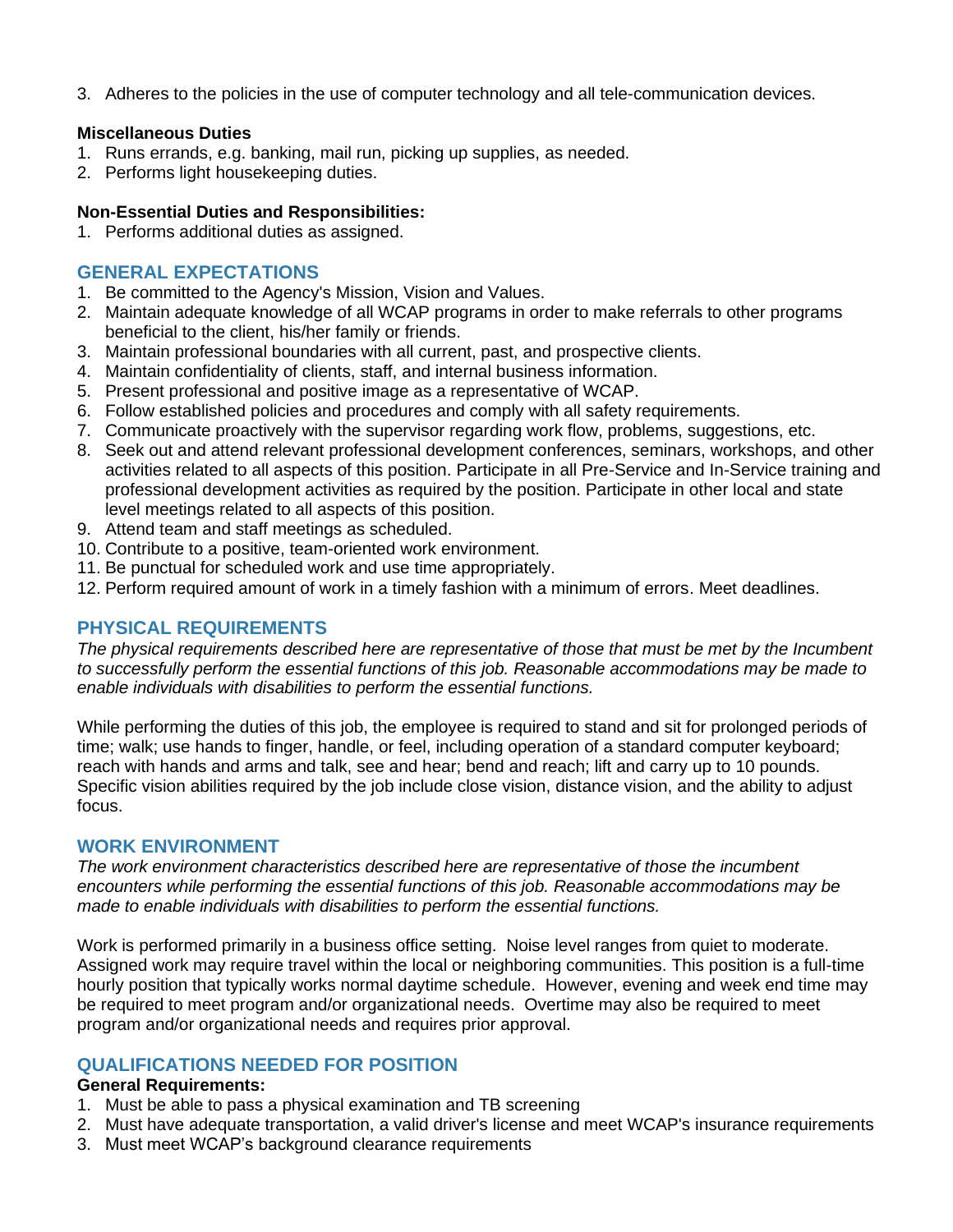3. Adheres to the policies in the use of computer technology and all tele-communication devices.

**Miscellaneous Duties**

1. Runs errands, e.g. banking, mail run, picking up supplies, as needed.
2. Performs light housekeeping duties.

**Non-Essential Duties and Responsibilities:**

1. Performs additional duties as assigned.

## GENERAL EXPECTATIONS

1. Be committed to the Agency's Mission, Vision and Values.
2. Maintain adequate knowledge of all WCAP programs in order to make referrals to other programs beneficial to the client, his/her family or friends.
3. Maintain professional boundaries with all current, past, and prospective clients.
4. Maintain confidentiality of clients, staff, and internal business information.
5. Present professional and positive image as a representative of WCAP.
6. Follow established policies and procedures and comply with all safety requirements.
7. Communicate proactively with the supervisor regarding work flow, problems, suggestions, etc.
8. Seek out and attend relevant professional development conferences, seminars, workshops, and other activities related to all aspects of this position. Participate in all Pre-Service and In-Service training and professional development activities as required by the position. Participate in other local and state level meetings related to all aspects of this position.
9. Attend team and staff meetings as scheduled.
10. Contribute to a positive, team-oriented work environment.
11. Be punctual for scheduled work and use time appropriately.
12. Perform required amount of work in a timely fashion with a minimum of errors. Meet deadlines.

## PHYSICAL REQUIREMENTS

*The physical requirements described here are representative of those that must be met by the Incumbent to successfully perform the essential functions of this job. Reasonable accommodations may be made to enable individuals with disabilities to perform the essential functions.*

While performing the duties of this job, the employee is required to stand and sit for prolonged periods of time; walk; use hands to finger, handle, or feel, including operation of a standard computer keyboard; reach with hands and arms and talk, see and hear; bend and reach; lift and carry up to 10 pounds. Specific vision abilities required by the job include close vision, distance vision, and the ability to adjust focus.

## WORK ENVIRONMENT

*The work environment characteristics described here are representative of those the incumbent encounters while performing the essential functions of this job. Reasonable accommodations may be made to enable individuals with disabilities to perform the essential functions.*

Work is performed primarily in a business office setting. Noise level ranges from quiet to moderate. Assigned work may require travel within the local or neighboring communities. This position is a full-time hourly position that typically works normal daytime schedule. However, evening and week end time may be required to meet program and/or organizational needs. Overtime may also be required to meet program and/or organizational needs and requires prior approval.

## QUALIFICATIONS NEEDED FOR POSITION

**General Requirements:**

1. Must be able to pass a physical examination and TB screening
2. Must have adequate transportation, a valid driver's license and meet WCAP's insurance requirements
3. Must meet WCAP's background clearance requirements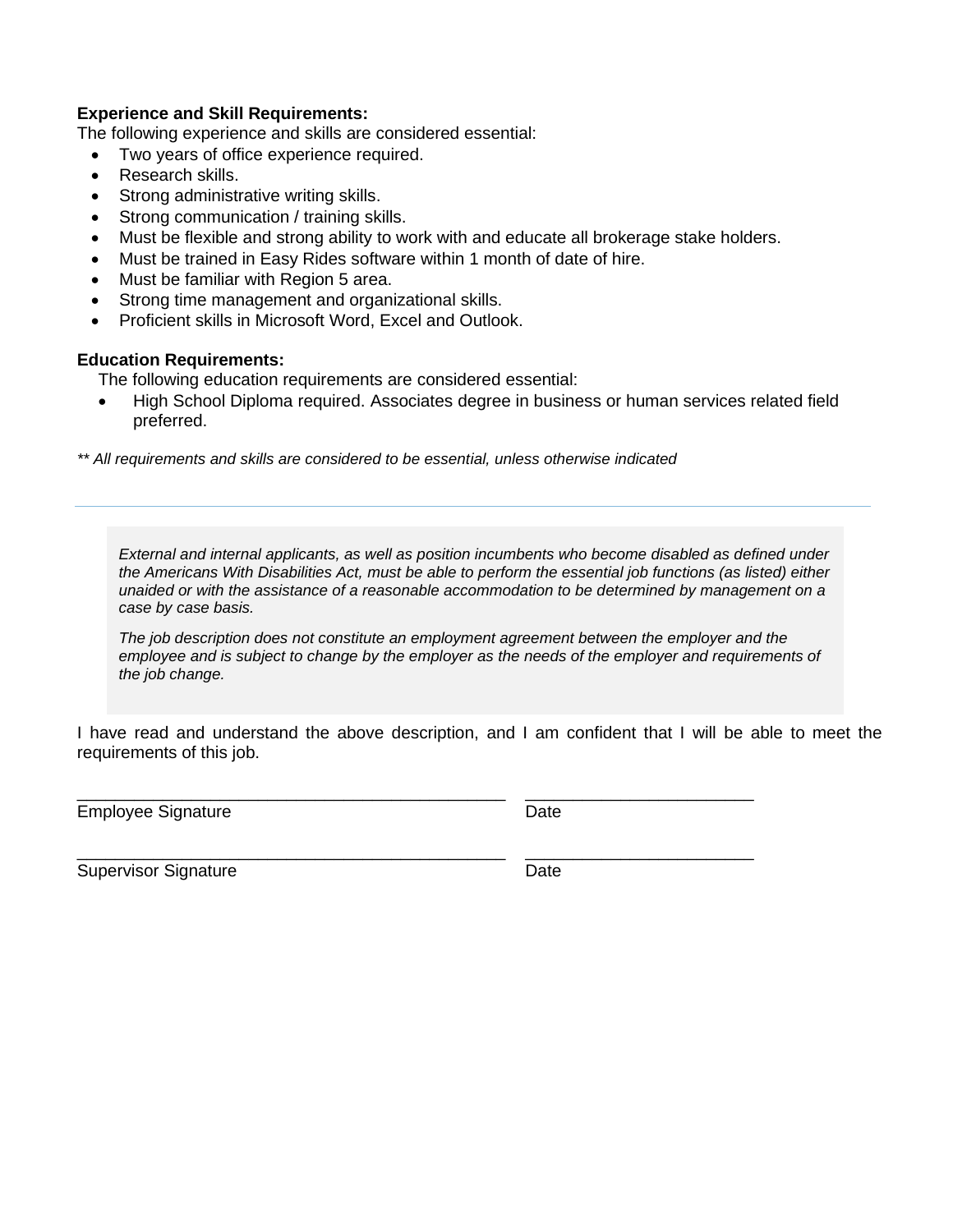**Experience and Skill Requirements:**
The following experience and skills are considered essential:

- Two years of office experience required.
- Research skills.
- Strong administrative writing skills.
- Strong communication / training skills.
- Must be flexible and strong ability to work with and educate all brokerage stake holders.
- Must be trained in Easy Rides software within 1 month of date of hire.
- Must be familiar with Region 5 area.
- Strong time management and organizational skills.
- Proficient skills in Microsoft Word, Excel and Outlook.

**Education Requirements:**
The following education requirements are considered essential:

- High School Diploma required. Associates degree in business or human services related field preferred.

*\*\* All requirements and skills are considered to be essential, unless otherwise indicated*

---

*External and internal applicants, as well as position incumbents who become disabled as defined under the Americans With Disabilities Act, must be able to perform the essential job functions (as listed) either unaided or with the assistance of a reasonable accommodation to be determined by management on a case by case basis.*

*The job description does not constitute an employment agreement between the employer and the employee and is subject to change by the employer as the needs of the employer and requirements of the job change.*

I have read and understand the above description, and I am confident that I will be able to meet the requirements of this job.

_____________________________________________ ________________________
Employee Signature Date

_____________________________________________ ________________________
Supervisor Signature Date